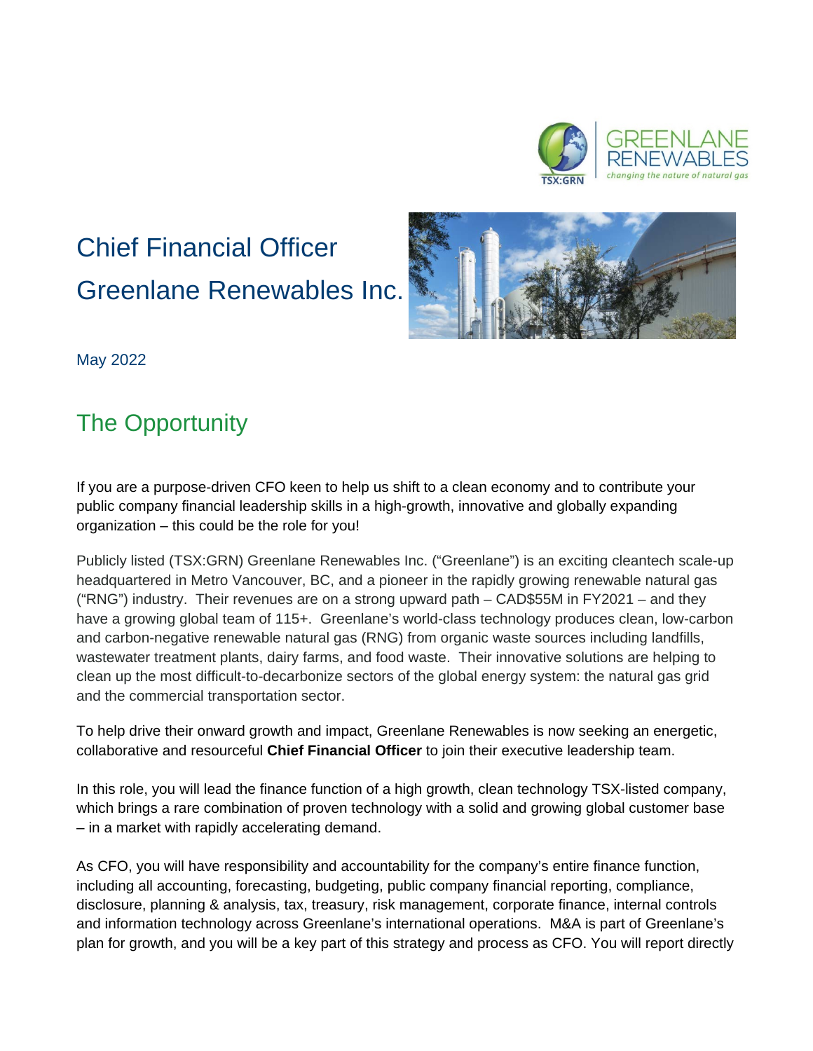GREENLANE RENEWABLES
*changing the nature of natural gas*

# Chief Financial Officer
# Greenlane Renewables Inc.

May 2022

## The Opportunity

If you are a purpose-driven CFO keen to help us shift to a clean economy and to contribute your public company financial leadership skills in a high-growth, innovative and globally expanding organization – this could be the role for you!

Publicly listed (TSX:GRN) Greenlane Renewables Inc. ("Greenlane") is an exciting cleantech scale-up headquartered in Metro Vancouver, BC, and a pioneer in the rapidly growing renewable natural gas ("RNG") industry. Their revenues are on a strong upward path – CAD$55M in FY2021 – and they have a growing global team of 115+. Greenlane's world-class technology produces clean, low-carbon and carbon-negative renewable natural gas (RNG) from organic waste sources including landfills, wastewater treatment plants, dairy farms, and food waste. Their innovative solutions are helping to clean up the most difficult-to-decarbonize sectors of the global energy system: the natural gas grid and the commercial transportation sector.

To help drive their onward growth and impact, Greenlane Renewables is now seeking an energetic, collaborative and resourceful **Chief Financial Officer** to join their executive leadership team.

In this role, you will lead the finance function of a high growth, clean technology TSX-listed company, which brings a rare combination of proven technology with a solid and growing global customer base – in a market with rapidly accelerating demand.

As CFO, you will have responsibility and accountability for the company's entire finance function, including all accounting, forecasting, budgeting, public company financial reporting, compliance, disclosure, planning & analysis, tax, treasury, risk management, corporate finance, internal controls and information technology across Greenlane's international operations. M&A is part of Greenlane's plan for growth, and you will be a key part of this strategy and process as CFO. You will report directly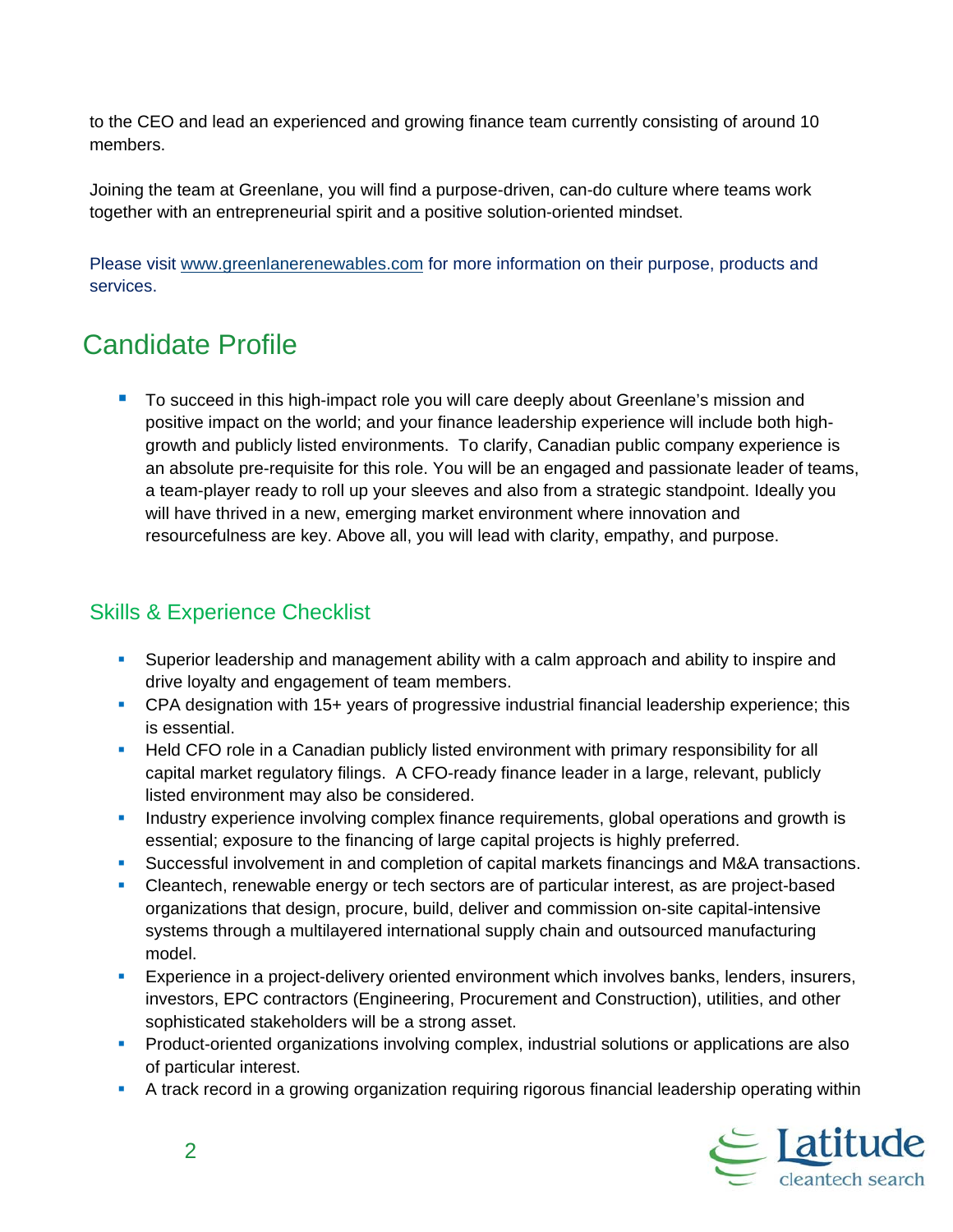to the CEO and lead an experienced and growing finance team currently consisting of around 10 members.

Joining the team at Greenlane, you will find a purpose-driven, can-do culture where teams work together with an entrepreneurial spirit and a positive solution-oriented mindset.

Please visit www.greenlanerenewables.com for more information on their purpose, products and services.

# Candidate Profile

- To succeed in this high-impact role you will care deeply about Greenlane's mission and positive impact on the world; and your finance leadership experience will include both high-growth and publicly listed environments. To clarify, Canadian public company experience is an absolute pre-requisite for this role. You will be an engaged and passionate leader of teams, a team-player ready to roll up your sleeves and also from a strategic standpoint. Ideally you will have thrived in a new, emerging market environment where innovation and resourcefulness are key. Above all, you will lead with clarity, empathy, and purpose.

## Skills & Experience Checklist

- Superior leadership and management ability with a calm approach and ability to inspire and drive loyalty and engagement of team members.
- CPA designation with 15+ years of progressive industrial financial leadership experience; this is essential.
- Held CFO role in a Canadian publicly listed environment with primary responsibility for all capital market regulatory filings. A CFO-ready finance leader in a large, relevant, publicly listed environment may also be considered.
- Industry experience involving complex finance requirements, global operations and growth is essential; exposure to the financing of large capital projects is highly preferred.
- Successful involvement in and completion of capital markets financings and M&A transactions.
- Cleantech, renewable energy or tech sectors are of particular interest, as are project-based organizations that design, procure, build, deliver and commission on-site capital-intensive systems through a multilayered international supply chain and outsourced manufacturing model.
- Experience in a project-delivery oriented environment which involves banks, lenders, insurers, investors, EPC contractors (Engineering, Procurement and Construction), utilities, and other sophisticated stakeholders will be a strong asset.
- Product-oriented organizations involving complex, industrial solutions or applications are also of particular interest.
- A track record in a growing organization requiring rigorous financial leadership operating within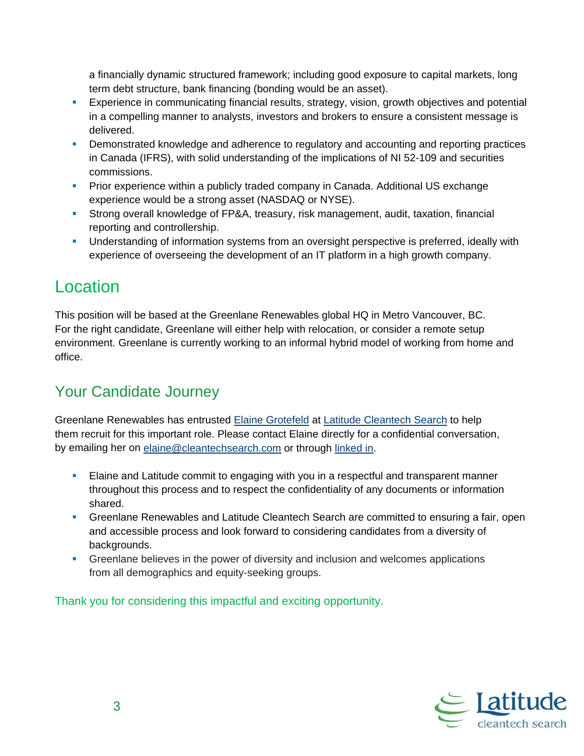a financially dynamic structured framework; including good exposure to capital markets, long term debt structure, bank financing (bonding would be an asset).

- Experience in communicating financial results, strategy, vision, growth objectives and potential in a compelling manner to analysts, investors and brokers to ensure a consistent message is delivered.
- Demonstrated knowledge and adherence to regulatory and accounting and reporting practices in Canada (IFRS), with solid understanding of the implications of NI 52-109 and securities commissions.
- Prior experience within a publicly traded company in Canada. Additional US exchange experience would be a strong asset (NASDAQ or NYSE).
- Strong overall knowledge of FP&A, treasury, risk management, audit, taxation, financial reporting and controllership.
- Understanding of information systems from an oversight perspective is preferred, ideally with experience of overseeing the development of an IT platform in a high growth company.

## Location

This position will be based at the Greenlane Renewables global HQ in Metro Vancouver, BC. For the right candidate, Greenlane will either help with relocation, or consider a remote setup environment. Greenlane is currently working to an informal hybrid model of working from home and office.

## Your Candidate Journey

Greenlane Renewables has entrusted Elaine Grotefeld at Latitude Cleantech Search to help them recruit for this important role. Please contact Elaine directly for a confidential conversation, by emailing her on elaine@cleantechsearch.com or through linked in.

- Elaine and Latitude commit to engaging with you in a respectful and transparent manner throughout this process and to respect the confidentiality of any documents or information shared.
- Greenlane Renewables and Latitude Cleantech Search are committed to ensuring a fair, open and accessible process and look forward to considering candidates from a diversity of backgrounds.
- Greenlane believes in the power of diversity and inclusion and welcomes applications from all demographics and equity-seeking groups.

Thank you for considering this impactful and exciting opportunity.